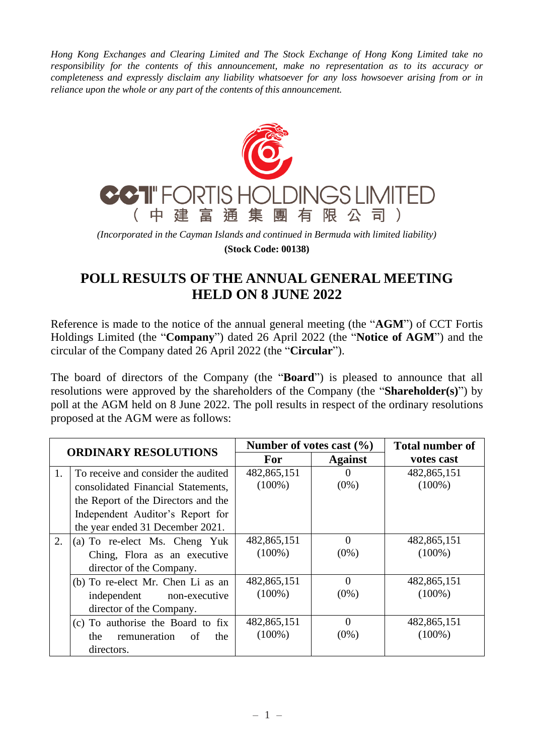*Hong Kong Exchanges and Clearing Limited and The Stock Exchange of Hong Kong Limited take no responsibility for the contents of this announcement, make no representation as to its accuracy or completeness and expressly disclaim any liability whatsoever for any loss howsoever arising from or in reliance upon the whole or any part of the contents of this announcement.*

**CCT FORTIS HOLDINGS LIMITED**

**（中建富通集團有限公司）**

*(Incorporated in the Cayman Islands and continued in Bermuda with limited liability)*

**(Stock Code: 00138)**

# POLL RESULTS OF THE ANNUAL GENERAL MEETING HELD ON 8 JUNE 2022

Reference is made to the notice of the annual general meeting (the "**AGM**") of CCT Fortis Holdings Limited (the "**Company**") dated 26 April 2022 (the "**Notice of AGM**") and the circular of the Company dated 26 April 2022 (the "**Circular**").

The board of directors of the Company (the "**Board**") is pleased to announce that all resolutions were approved by the shareholders of the Company (the "**Shareholder(s)**") by poll at the AGM held on 8 June 2022. The poll results in respect of the ordinary resolutions proposed at the AGM were as follows:

| ORDINARY RESOLUTIONS | | Number of votes cast (%) | | Total number of votes cast |
|---|---|---|---|---|
| | | For | Against | |
| 1. | To receive and consider the audited consolidated Financial Statements, the Report of the Directors and the Independent Auditor's Report for the year ended 31 December 2021. | 482,865,151 (100%) | 0 (0%) | 482,865,151 (100%) |
| 2. | (a) To re-elect Ms. Cheng Yuk Ching, Flora as an executive director of the Company. | 482,865,151 (100%) | 0 (0%) | 482,865,151 (100%) |
| | (b) To re-elect Mr. Chen Li as an independent non-executive director of the Company. | 482,865,151 (100%) | 0 (0%) | 482,865,151 (100%) |
| | (c) To authorise the Board to fix the remuneration of the directors. | 482,865,151 (100%) | 0 (0%) | 482,865,151 (100%) |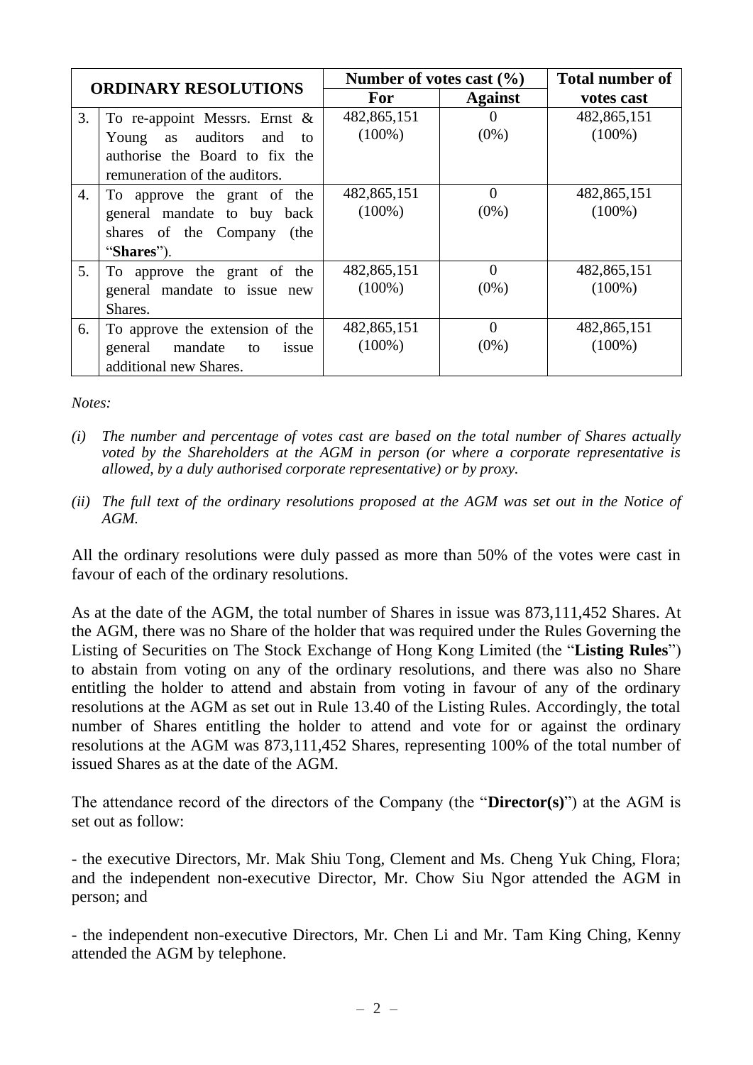| ORDINARY RESOLUTIONS | | Number of votes cast (%) | | Total number of votes cast |
|---|---|---|---|---|
| | | For | Against | |
| 3. | To re-appoint Messrs. Ernst & Young as auditors and to authorise the Board to fix the remuneration of the auditors. | 482,865,151 (100%) | 0 (0%) | 482,865,151 (100%) |
| 4. | To approve the grant of the general mandate to buy back shares of the Company (the "**Shares**"). | 482,865,151 (100%) | 0 (0%) | 482,865,151 (100%) |
| 5. | To approve the grant of the general mandate to issue new Shares. | 482,865,151 (100%) | 0 (0%) | 482,865,151 (100%) |
| 6. | To approve the extension of the general mandate to issue additional new Shares. | 482,865,151 (100%) | 0 (0%) | 482,865,151 (100%) |

*Notes:*

*(i) The number and percentage of votes cast are based on the total number of Shares actually voted by the Shareholders at the AGM in person (or where a corporate representative is allowed, by a duly authorised corporate representative) or by proxy.*

*(ii) The full text of the ordinary resolutions proposed at the AGM was set out in the Notice of AGM.*

All the ordinary resolutions were duly passed as more than 50% of the votes were cast in favour of each of the ordinary resolutions.

As at the date of the AGM, the total number of Shares in issue was 873,111,452 Shares. At the AGM, there was no Share of the holder that was required under the Rules Governing the Listing of Securities on The Stock Exchange of Hong Kong Limited (the "**Listing Rules**") to abstain from voting on any of the ordinary resolutions, and there was also no Share entitling the holder to attend and abstain from voting in favour of any of the ordinary resolutions at the AGM as set out in Rule 13.40 of the Listing Rules. Accordingly, the total number of Shares entitling the holder to attend and vote for or against the ordinary resolutions at the AGM was 873,111,452 Shares, representing 100% of the total number of issued Shares as at the date of the AGM.

The attendance record of the directors of the Company (the "**Director(s)**") at the AGM is set out as follow:

- the executive Directors, Mr. Mak Shiu Tong, Clement and Ms. Cheng Yuk Ching, Flora; and the independent non-executive Director, Mr. Chow Siu Ngor attended the AGM in person; and

- the independent non-executive Directors, Mr. Chen Li and Mr. Tam King Ching, Kenny attended the AGM by telephone.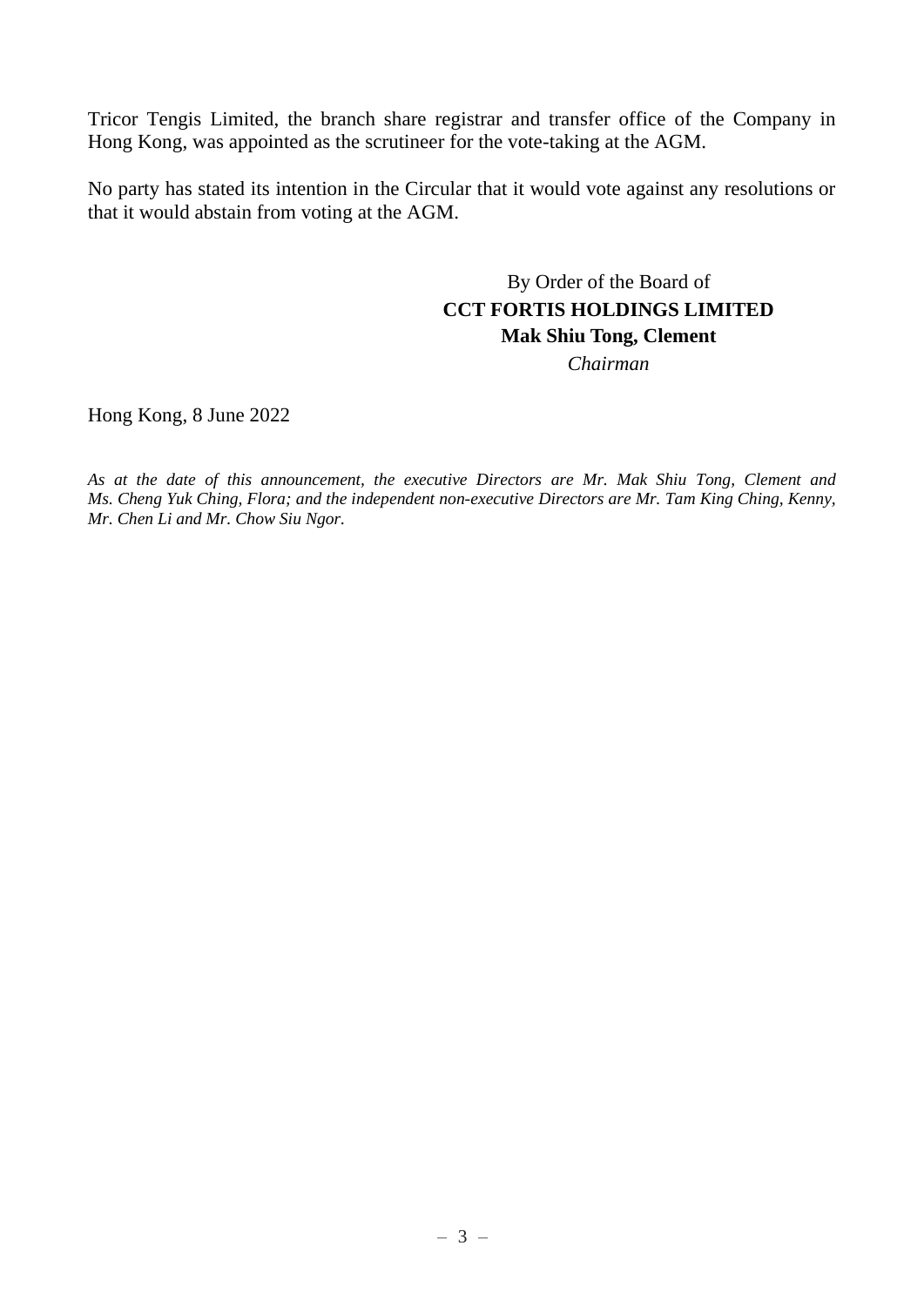Tricor Tengis Limited, the branch share registrar and transfer office of the Company in Hong Kong, was appointed as the scrutineer for the vote-taking at the AGM.

No party has stated its intention in the Circular that it would vote against any resolutions or that it would abstain from voting at the AGM.

By Order of the Board of
**CCT FORTIS HOLDINGS LIMITED**
**Mak Shiu Tong, Clement**
*Chairman*

Hong Kong, 8 June 2022

*As at the date of this announcement, the executive Directors are Mr. Mak Shiu Tong, Clement and Ms. Cheng Yuk Ching, Flora; and the independent non-executive Directors are Mr. Tam King Ching, Kenny, Mr. Chen Li and Mr. Chow Siu Ngor.*